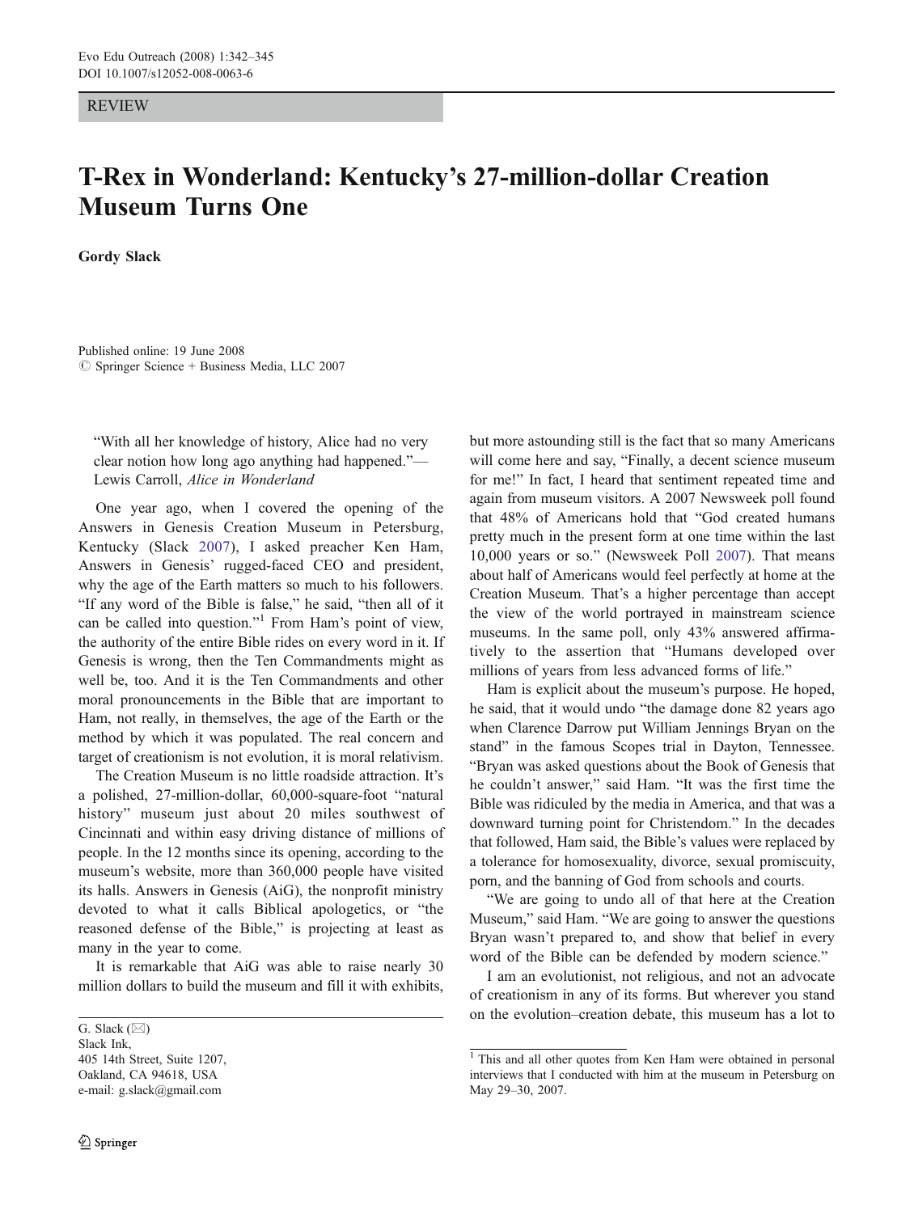REVIEW

# T-Rex in Wonderland: Kentucky's 27-million-dollar Creation Museum Turns One

**Gordy Slack**

Published online: 19 June 2008
© Springer Science + Business Media, LLC 2007

> "With all her knowledge of history, Alice had no very clear notion how long ago anything had happened."—Lewis Carroll, *Alice in Wonderland*

One year ago, when I covered the opening of the Answers in Genesis Creation Museum in Petersburg, Kentucky (Slack 2007), I asked preacher Ken Ham, Answers in Genesis' rugged-faced CEO and president, why the age of the Earth matters so much to his followers. "If any word of the Bible is false," he said, "then all of it can be called into question."[1] From Ham's point of view, the authority of the entire Bible rides on every word in it. If Genesis is wrong, then the Ten Commandments might as well be, too. And it is the Ten Commandments and other moral pronouncements in the Bible that are important to Ham, not really, in themselves, the age of the Earth or the method by which it was populated. The real concern and target of creationism is not evolution, it is moral relativism.

The Creation Museum is no little roadside attraction. It's a polished, 27-million-dollar, 60,000-square-foot "natural history" museum just about 20 miles southwest of Cincinnati and within easy driving distance of millions of people. In the 12 months since its opening, according to the museum's website, more than 360,000 people have visited its halls. Answers in Genesis (AiG), the nonprofit ministry devoted to what it calls Biblical apologetics, or "the reasoned defense of the Bible," is projecting at least as many in the year to come.

It is remarkable that AiG was able to raise nearly 30 million dollars to build the museum and fill it with exhibits, but more astounding still is the fact that so many Americans will come here and say, "Finally, a decent science museum for me!" In fact, I heard that sentiment repeated time and again from museum visitors. A 2007 Newsweek poll found that 48% of Americans hold that "God created humans pretty much in the present form at one time within the last 10,000 years or so." (Newsweek Poll 2007). That means about half of Americans would feel perfectly at home at the Creation Museum. That's a higher percentage than accept the view of the world portrayed in mainstream science museums. In the same poll, only 43% answered affirmatively to the assertion that "Humans developed over millions of years from less advanced forms of life."

Ham is explicit about the museum's purpose. He hoped, he said, that it would undo "the damage done 82 years ago when Clarence Darrow put William Jennings Bryan on the stand" in the famous Scopes trial in Dayton, Tennessee. "Bryan was asked questions about the Book of Genesis that he couldn't answer," said Ham. "It was the first time the Bible was ridiculed by the media in America, and that was a downward turning point for Christendom." In the decades that followed, Ham said, the Bible's values were replaced by a tolerance for homosexuality, divorce, sexual promiscuity, porn, and the banning of God from schools and courts.

"We are going to undo all of that here at the Creation Museum," said Ham. "We are going to answer the questions Bryan wasn't prepared to, and show that belief in every word of the Bible can be defended by modern science."

I am an evolutionist, not religious, and not an advocate of creationism in any of its forms. But wherever you stand on the evolution–creation debate, this museum has a lot to

---

G. Slack (✉)
Slack Ink,
405 14th Street, Suite 1207,
Oakland, CA 94618, USA
e-mail: g.slack@gmail.com

[1] This and all other quotes from Ken Ham were obtained in personal interviews that I conducted with him at the museum in Petersburg on May 29–30, 2007.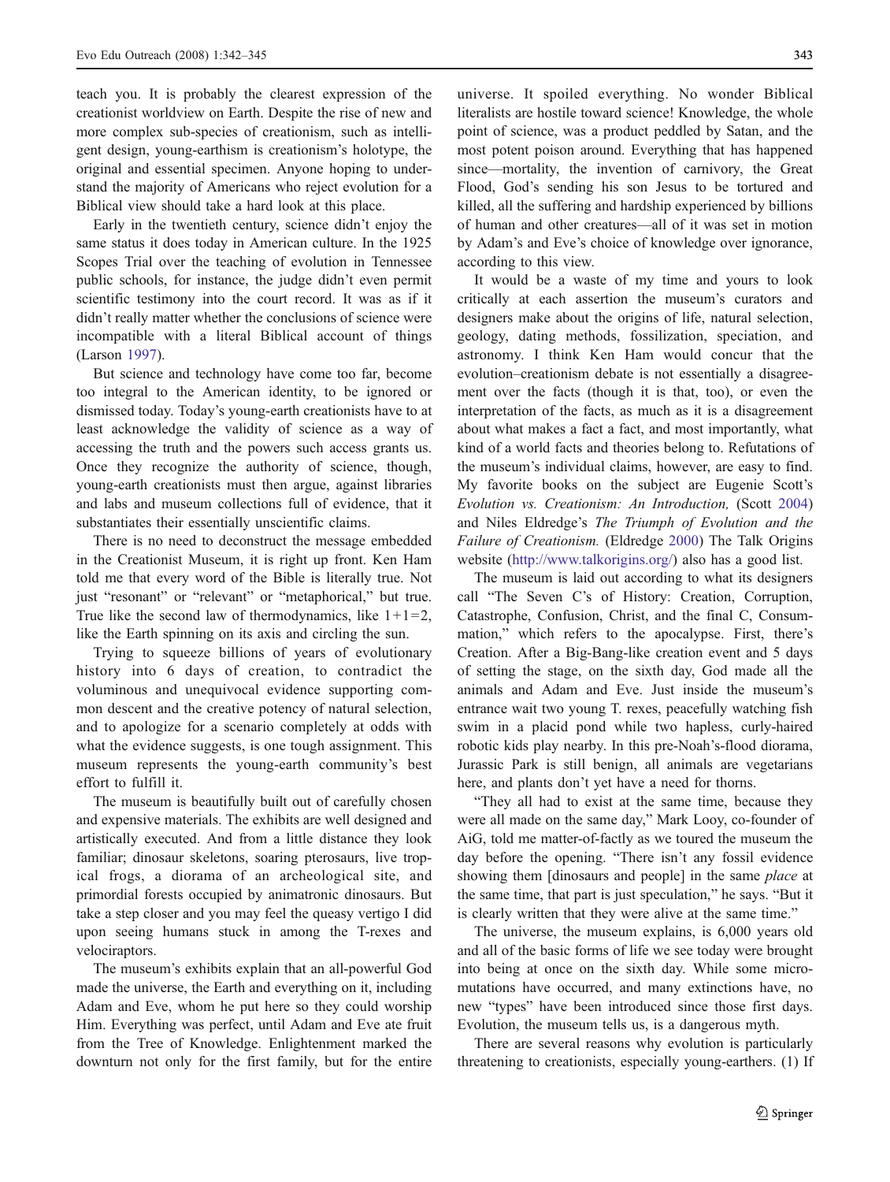teach you. It is probably the clearest expression of the creationist worldview on Earth. Despite the rise of new and more complex sub-species of creationism, such as intelligent design, young-earthism is creationism's holotype, the original and essential specimen. Anyone hoping to understand the majority of Americans who reject evolution for a Biblical view should take a hard look at this place.

Early in the twentieth century, science didn't enjoy the same status it does today in American culture. In the 1925 Scopes Trial over the teaching of evolution in Tennessee public schools, for instance, the judge didn't even permit scientific testimony into the court record. It was as if it didn't really matter whether the conclusions of science were incompatible with a literal Biblical account of things (Larson 1997).

But science and technology have come too far, become too integral to the American identity, to be ignored or dismissed today. Today's young-earth creationists have to at least acknowledge the validity of science as a way of accessing the truth and the powers such access grants us. Once they recognize the authority of science, though, young-earth creationists must then argue, against libraries and labs and museum collections full of evidence, that it substantiates their essentially unscientific claims.

There is no need to deconstruct the message embedded in the Creationist Museum, it is right up front. Ken Ham told me that every word of the Bible is literally true. Not just "resonant" or "relevant" or "metaphorical," but true. True like the second law of thermodynamics, like 1+1=2, like the Earth spinning on its axis and circling the sun.

Trying to squeeze billions of years of evolutionary history into 6 days of creation, to contradict the voluminous and unequivocal evidence supporting common descent and the creative potency of natural selection, and to apologize for a scenario completely at odds with what the evidence suggests, is one tough assignment. This museum represents the young-earth community's best effort to fulfill it.

The museum is beautifully built out of carefully chosen and expensive materials. The exhibits are well designed and artistically executed. And from a little distance they look familiar; dinosaur skeletons, soaring pterosaurs, live tropical frogs, a diorama of an archeological site, and primordial forests occupied by animatronic dinosaurs. But take a step closer and you may feel the queasy vertigo I did upon seeing humans stuck in among the T-rexes and velociraptors.

The museum's exhibits explain that an all-powerful God made the universe, the Earth and everything on it, including Adam and Eve, whom he put here so they could worship Him. Everything was perfect, until Adam and Eve ate fruit from the Tree of Knowledge. Enlightenment marked the downturn not only for the first family, but for the entire universe. It spoiled everything. No wonder Biblical literalists are hostile toward science! Knowledge, the whole point of science, was a product peddled by Satan, and the most potent poison around. Everything that has happened since—mortality, the invention of carnivory, the Great Flood, God's sending his son Jesus to be tortured and killed, all the suffering and hardship experienced by billions of human and other creatures—all of it was set in motion by Adam's and Eve's choice of knowledge over ignorance, according to this view.

It would be a waste of my time and yours to look critically at each assertion the museum's curators and designers make about the origins of life, natural selection, geology, dating methods, fossilization, speciation, and astronomy. I think Ken Ham would concur that the evolution–creationism debate is not essentially a disagreement over the facts (though it is that, too), or even the interpretation of the facts, as much as it is a disagreement about what makes a fact a fact, and most importantly, what kind of a world facts and theories belong to. Refutations of the museum's individual claims, however, are easy to find. My favorite books on the subject are Eugenie Scott's *Evolution vs. Creationism: An Introduction,* (Scott 2004) and Niles Eldredge's *The Triumph of Evolution and the Failure of Creationism.* (Eldredge 2000) The Talk Origins website (http://www.talkorigins.org/) also has a good list.

The museum is laid out according to what its designers call "The Seven C's of History: Creation, Corruption, Catastrophe, Confusion, Christ, and the final C, Consummation," which refers to the apocalypse. First, there's Creation. After a Big-Bang-like creation event and 5 days of setting the stage, on the sixth day, God made all the animals and Adam and Eve. Just inside the museum's entrance wait two young T. rexes, peacefully watching fish swim in a placid pond while two hapless, curly-haired robotic kids play nearby. In this pre-Noah's-flood diorama, Jurassic Park is still benign, all animals are vegetarians here, and plants don't yet have a need for thorns.

"They all had to exist at the same time, because they were all made on the same day," Mark Looy, co-founder of AiG, told me matter-of-factly as we toured the museum the day before the opening. "There isn't any fossil evidence showing them [dinosaurs and people] in the same *place* at the same time, that part is just speculation," he says. "But it is clearly written that they were alive at the same time."

The universe, the museum explains, is 6,000 years old and all of the basic forms of life we see today were brought into being at once on the sixth day. While some micro-mutations have occurred, and many extinctions have, no new "types" have been introduced since those first days. Evolution, the museum tells us, is a dangerous myth.

There are several reasons why evolution is particularly threatening to creationists, especially young-earthers. (1) If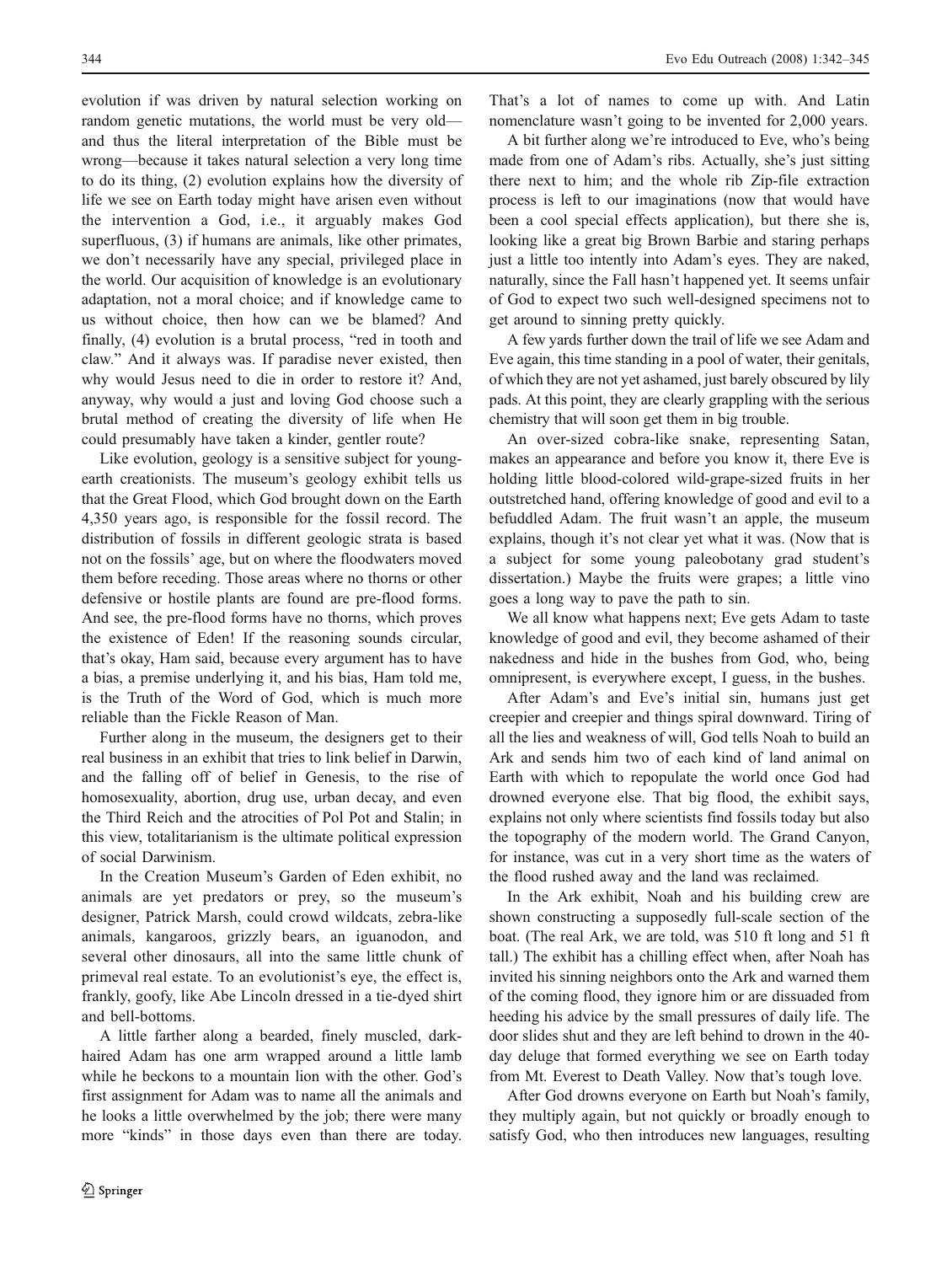evolution if was driven by natural selection working on random genetic mutations, the world must be very old—and thus the literal interpretation of the Bible must be wrong—because it takes natural selection a very long time to do its thing, (2) evolution explains how the diversity of life we see on Earth today might have arisen even without the intervention a God, i.e., it arguably makes God superfluous, (3) if humans are animals, like other primates, we don't necessarily have any special, privileged place in the world. Our acquisition of knowledge is an evolutionary adaptation, not a moral choice; and if knowledge came to us without choice, then how can we be blamed? And finally, (4) evolution is a brutal process, "red in tooth and claw." And it always was. If paradise never existed, then why would Jesus need to die in order to restore it? And, anyway, why would a just and loving God choose such a brutal method of creating the diversity of life when He could presumably have taken a kinder, gentler route?

Like evolution, geology is a sensitive subject for young-earth creationists. The museum's geology exhibit tells us that the Great Flood, which God brought down on the Earth 4,350 years ago, is responsible for the fossil record. The distribution of fossils in different geologic strata is based not on the fossils' age, but on where the floodwaters moved them before receding. Those areas where no thorns or other defensive or hostile plants are found are pre-flood forms. And see, the pre-flood forms have no thorns, which proves the existence of Eden! If the reasoning sounds circular, that's okay, Ham said, because every argument has to have a bias, a premise underlying it, and his bias, Ham told me, is the Truth of the Word of God, which is much more reliable than the Fickle Reason of Man.

Further along in the museum, the designers get to their real business in an exhibit that tries to link belief in Darwin, and the falling off of belief in Genesis, to the rise of homosexuality, abortion, drug use, urban decay, and even the Third Reich and the atrocities of Pol Pot and Stalin; in this view, totalitarianism is the ultimate political expression of social Darwinism.

In the Creation Museum's Garden of Eden exhibit, no animals are yet predators or prey, so the museum's designer, Patrick Marsh, could crowd wildcats, zebra-like animals, kangaroos, grizzly bears, an iguanodon, and several other dinosaurs, all into the same little chunk of primeval real estate. To an evolutionist's eye, the effect is, frankly, goofy, like Abe Lincoln dressed in a tie-dyed shirt and bell-bottoms.

A little farther along a bearded, finely muscled, dark-haired Adam has one arm wrapped around a little lamb while he beckons to a mountain lion with the other. God's first assignment for Adam was to name all the animals and he looks a little overwhelmed by the job; there were many more "kinds" in those days even than there are today. That's a lot of names to come up with. And Latin nomenclature wasn't going to be invented for 2,000 years.

A bit further along we're introduced to Eve, who's being made from one of Adam's ribs. Actually, she's just sitting there next to him; and the whole rib Zip-file extraction process is left to our imaginations (now that would have been a cool special effects application), but there she is, looking like a great big Brown Barbie and staring perhaps just a little too intently into Adam's eyes. They are naked, naturally, since the Fall hasn't happened yet. It seems unfair of God to expect two such well-designed specimens not to get around to sinning pretty quickly.

A few yards further down the trail of life we see Adam and Eve again, this time standing in a pool of water, their genitals, of which they are not yet ashamed, just barely obscured by lily pads. At this point, they are clearly grappling with the serious chemistry that will soon get them in big trouble.

An over-sized cobra-like snake, representing Satan, makes an appearance and before you know it, there Eve is holding little blood-colored wild-grape-sized fruits in her outstretched hand, offering knowledge of good and evil to a befuddled Adam. The fruit wasn't an apple, the museum explains, though it's not clear yet what it was. (Now that is a subject for some young paleobotany grad student's dissertation.) Maybe the fruits were grapes; a little vino goes a long way to pave the path to sin.

We all know what happens next; Eve gets Adam to taste knowledge of good and evil, they become ashamed of their nakedness and hide in the bushes from God, who, being omnipresent, is everywhere except, I guess, in the bushes.

After Adam's and Eve's initial sin, humans just get creepier and creepier and things spiral downward. Tiring of all the lies and weakness of will, God tells Noah to build an Ark and sends him two of each kind of land animal on Earth with which to repopulate the world once God had drowned everyone else. That big flood, the exhibit says, explains not only where scientists find fossils today but also the topography of the modern world. The Grand Canyon, for instance, was cut in a very short time as the waters of the flood rushed away and the land was reclaimed.

In the Ark exhibit, Noah and his building crew are shown constructing a supposedly full-scale section of the boat. (The real Ark, we are told, was 510 ft long and 51 ft tall.) The exhibit has a chilling effect when, after Noah has invited his sinning neighbors onto the Ark and warned them of the coming flood, they ignore him or are dissuaded from heeding his advice by the small pressures of daily life. The door slides shut and they are left behind to drown in the 40-day deluge that formed everything we see on Earth today from Mt. Everest to Death Valley. Now that's tough love.

After God drowns everyone on Earth but Noah's family, they multiply again, but not quickly or broadly enough to satisfy God, who then introduces new languages, resulting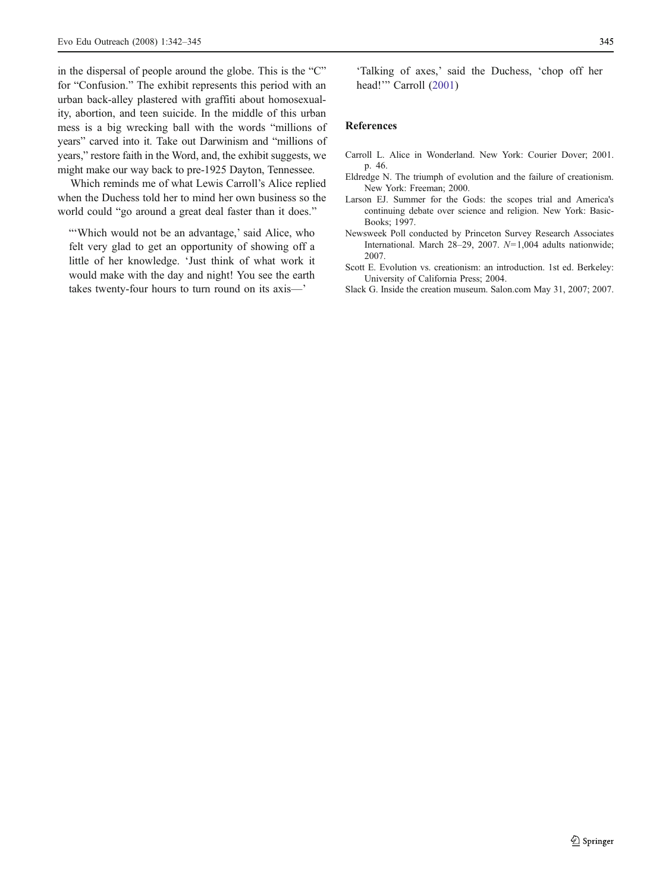in the dispersal of people around the globe. This is the "C" for "Confusion." The exhibit represents this period with an urban back-alley plastered with graffiti about homosexuality, abortion, and teen suicide. In the middle of this urban mess is a big wrecking ball with the words "millions of years" carved into it. Take out Darwinism and "millions of years," restore faith in the Word, and, the exhibit suggests, we might make our way back to pre-1925 Dayton, Tennessee.

Which reminds me of what Lewis Carroll's Alice replied when the Duchess told her to mind her own business so the world could "go around a great deal faster than it does."

> "'Which would not be an advantage,' said Alice, who felt very glad to get an opportunity of showing off a little of her knowledge. 'Just think of what work it would make with the day and night! You see the earth takes twenty-four hours to turn round on its axis—'
>
> 'Talking of axes,' said the Duchess, 'chop off her head!'" Carroll (2001)

## References

Carroll L. Alice in Wonderland. New York: Courier Dover; 2001. p. 46.

Eldredge N. The triumph of evolution and the failure of creationism. New York: Freeman; 2000.

Larson EJ. Summer for the Gods: the scopes trial and America's continuing debate over science and religion. New York: BasicBooks; 1997.

Newsweek Poll conducted by Princeton Survey Research Associates International. March 28–29, 2007. $N$=1,004 adults nationwide; 2007.

Scott E. Evolution vs. creationism: an introduction. 1st ed. Berkeley: University of California Press; 2004.

Slack G. Inside the creation museum. Salon.com May 31, 2007; 2007.